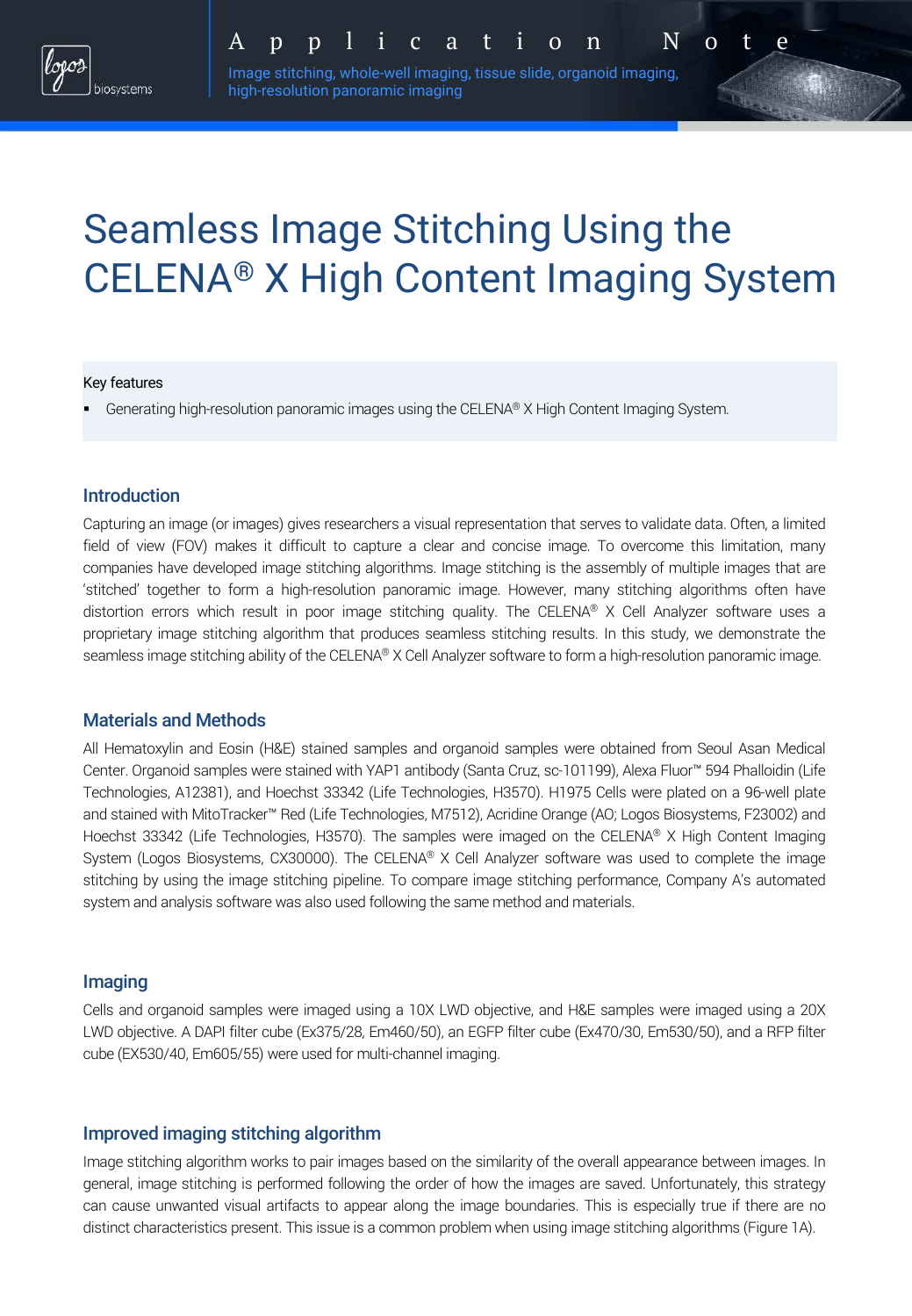Application Note

Image stitching, whole-well imaging, tissue slide, organoid imaging, high-resolution panoramic imaging

# Seamless Image Stitching Using the CELENA® X High Content Imaging System

Key features

- Generating high-resolution panoramic images using the CELENA® X High Content Imaging System.

## Introduction

Capturing an image (or images) gives researchers a visual representation that serves to validate data. Often, a limited field of view (FOV) makes it difficult to capture a clear and concise image. To overcome this limitation, many companies have developed image stitching algorithms. Image stitching is the assembly of multiple images that are 'stitched' together to form a high-resolution panoramic image. However, many stitching algorithms often have distortion errors which result in poor image stitching quality. The CELENA® X Cell Analyzer software uses a proprietary image stitching algorithm that produces seamless stitching results. In this study, we demonstrate the seamless image stitching ability of the CELENA® X Cell Analyzer software to form a high-resolution panoramic image.

## Materials and Methods

All Hematoxylin and Eosin (H&E) stained samples and organoid samples were obtained from Seoul Asan Medical Center. Organoid samples were stained with YAP1 antibody (Santa Cruz, sc-101199), Alexa Fluor™ 594 Phalloidin (Life Technologies, A12381), and Hoechst 33342 (Life Technologies, H3570). H1975 Cells were plated on a 96-well plate and stained with MitoTracker™ Red (Life Technologies, M7512), Acridine Orange (AO; Logos Biosystems, F23002) and Hoechst 33342 (Life Technologies, H3570). The samples were imaged on the CELENA® X High Content Imaging System (Logos Biosystems, CX30000). The CELENA® X Cell Analyzer software was used to complete the image stitching by using the image stitching pipeline. To compare image stitching performance, Company A's automated system and analysis software was also used following the same method and materials.

## Imaging

Cells and organoid samples were imaged using a 10X LWD objective, and H&E samples were imaged using a 20X LWD objective. A DAPI filter cube (Ex375/28, Em460/50), an EGFP filter cube (Ex470/30, Em530/50), and a RFP filter cube (EX530/40, Em605/55) were used for multi-channel imaging.

## Improved imaging stitching algorithm

Image stitching algorithm works to pair images based on the similarity of the overall appearance between images. In general, image stitching is performed following the order of how the images are saved. Unfortunately, this strategy can cause unwanted visual artifacts to appear along the image boundaries. This is especially true if there are no distinct characteristics present. This issue is a common problem when using image stitching algorithms (Figure 1A).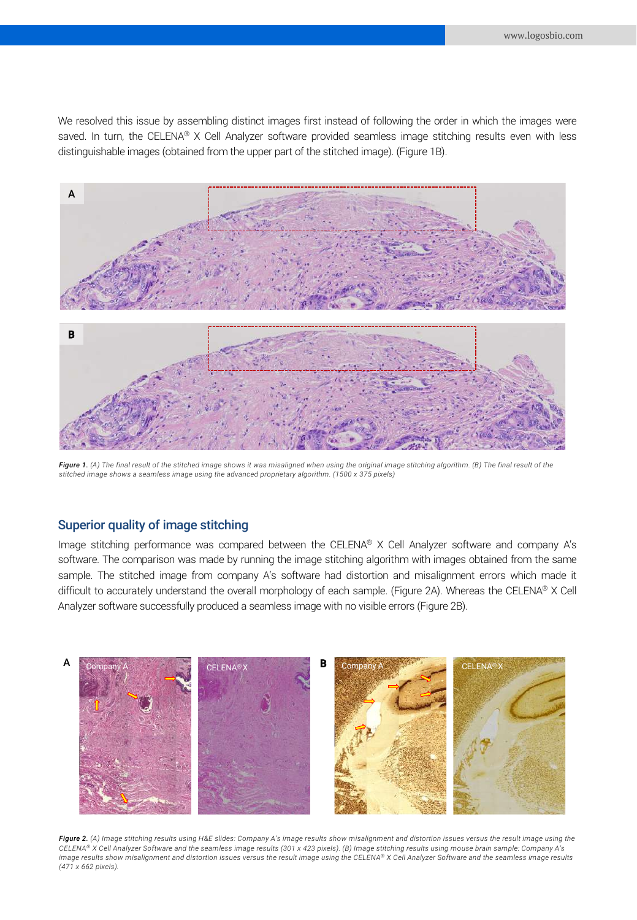We resolved this issue by assembling distinct images first instead of following the order in which the images were saved. In turn, the CELENA® X Cell Analyzer software provided seamless image stitching results even with less distinguishable images (obtained from the upper part of the stitched image). (Figure 1B).

***Figure 1.*** *(A) The final result of the stitched image shows it was misaligned when using the original image stitching algorithm. (B) The final result of the stitched image shows a seamless image using the advanced proprietary algorithm. (1500 x 375 pixels)*

## Superior quality of image stitching

Image stitching performance was compared between the CELENA® X Cell Analyzer software and company A's software. The comparison was made by running the image stitching algorithm with images obtained from the same sample. The stitched image from company A's software had distortion and misalignment errors which made it difficult to accurately understand the overall morphology of each sample. (Figure 2A). Whereas the CELENA® X Cell Analyzer software successfully produced a seamless image with no visible errors (Figure 2B).

***Figure 2.*** *(A) Image stitching results using H&E slides: Company A's image results show misalignment and distortion issues versus the result image using the CELENA® X Cell Analyzer Software and the seamless image results (301 x 423 pixels). (B) Image stitching results using mouse brain sample: Company A's image results show misalignment and distortion issues versus the result image using the CELENA® X Cell Analyzer Software and the seamless image results (471 x 662 pixels).*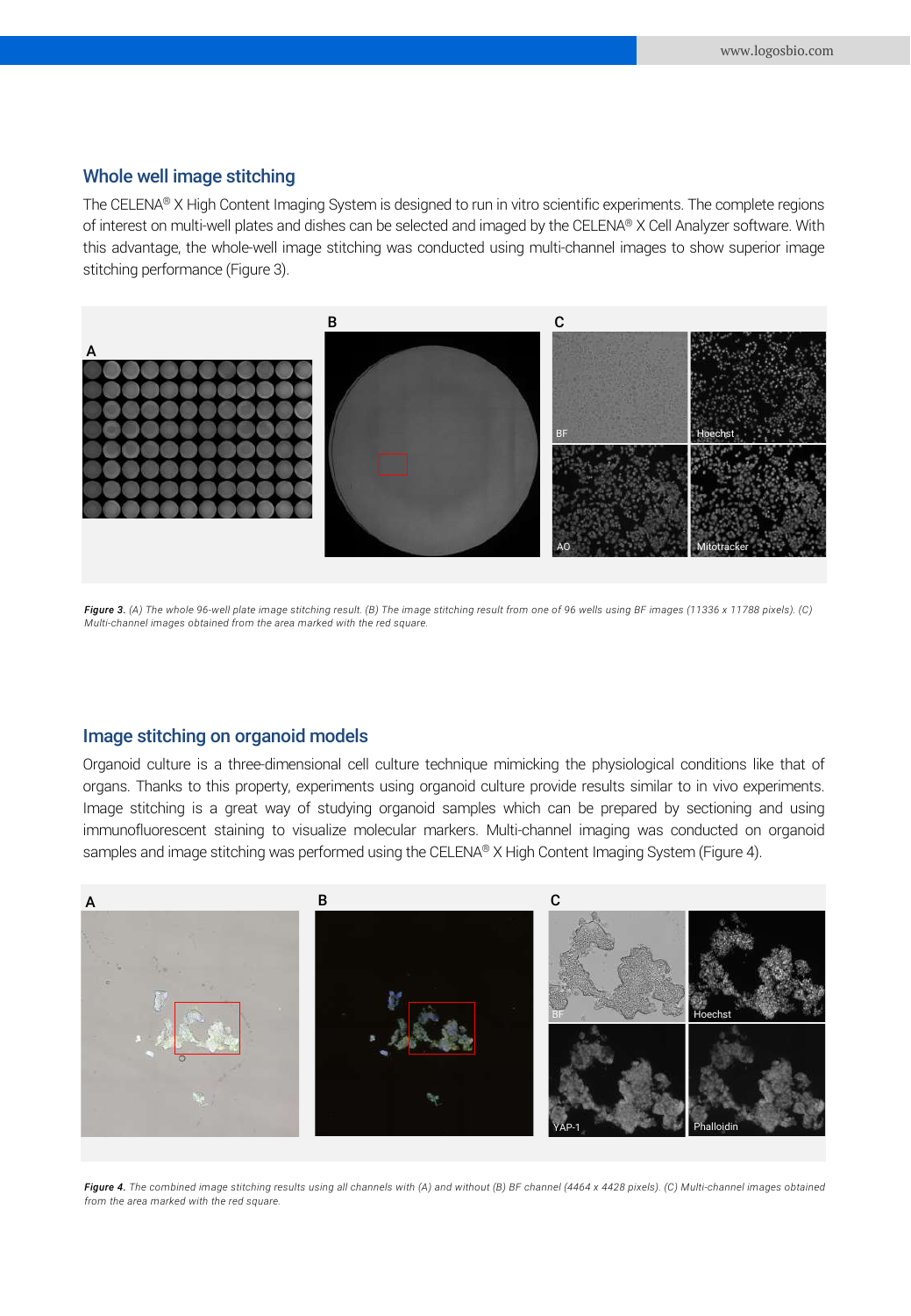## Whole well image stitching

The CELENA® X High Content Imaging System is designed to run in vitro scientific experiments. The complete regions of interest on multi-well plates and dishes can be selected and imaged by the CELENA® X Cell Analyzer software. With this advantage, the whole-well image stitching was conducted using multi-channel images to show superior image stitching performance (Figure 3).

***Figure 3.*** *(A) The whole 96-well plate image stitching result. (B) The image stitching result from one of 96 wells using BF images (11336 x 11788 pixels). (C) Multi-channel images obtained from the area marked with the red square.*

## Image stitching on organoid models

Organoid culture is a three-dimensional cell culture technique mimicking the physiological conditions like that of organs. Thanks to this property, experiments using organoid culture provide results similar to in vivo experiments. Image stitching is a great way of studying organoid samples which can be prepared by sectioning and using immunofluorescent staining to visualize molecular markers. Multi-channel imaging was conducted on organoid samples and image stitching was performed using the CELENA® X High Content Imaging System (Figure 4).

***Figure 4.*** *The combined image stitching results using all channels with (A) and without (B) BF channel (4464 x 4428 pixels). (C) Multi-channel images obtained from the area marked with the red square.*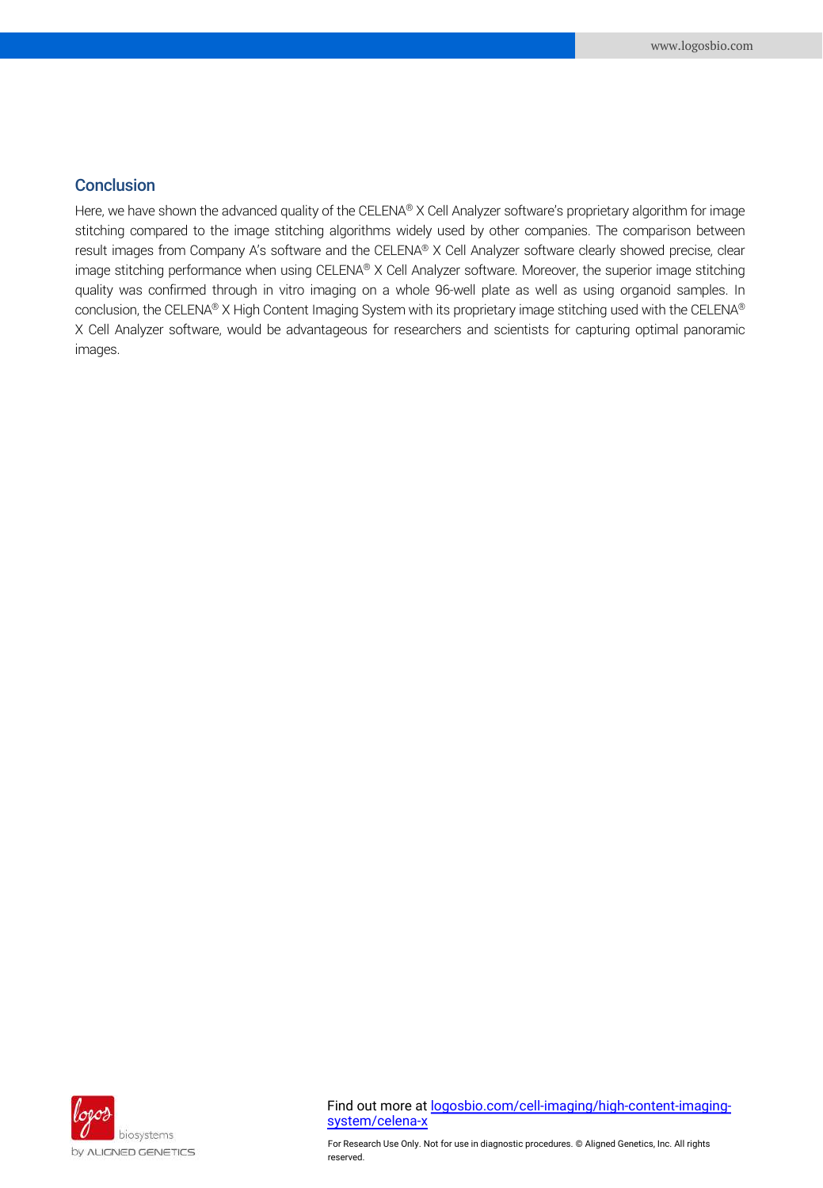## Conclusion

Here, we have shown the advanced quality of the CELENA® X Cell Analyzer software's proprietary algorithm for image stitching compared to the image stitching algorithms widely used by other companies. The comparison between result images from Company A's software and the CELENA® X Cell Analyzer software clearly showed precise, clear image stitching performance when using CELENA® X Cell Analyzer software. Moreover, the superior image stitching quality was confirmed through in vitro imaging on a whole 96-well plate as well as using organoid samples. In conclusion, the CELENA® X High Content Imaging System with its proprietary image stitching used with the CELENA® X Cell Analyzer software, would be advantageous for researchers and scientists for capturing optimal panoramic images.

Find out more at [logosbio.com/cell-imaging/high-content-imaging-system/celena-x](https://logosbio.com/cell-imaging/high-content-imaging-system/celena-x)

For Research Use Only. Not for use in diagnostic procedures. © Aligned Genetics, Inc. All rights reserved.